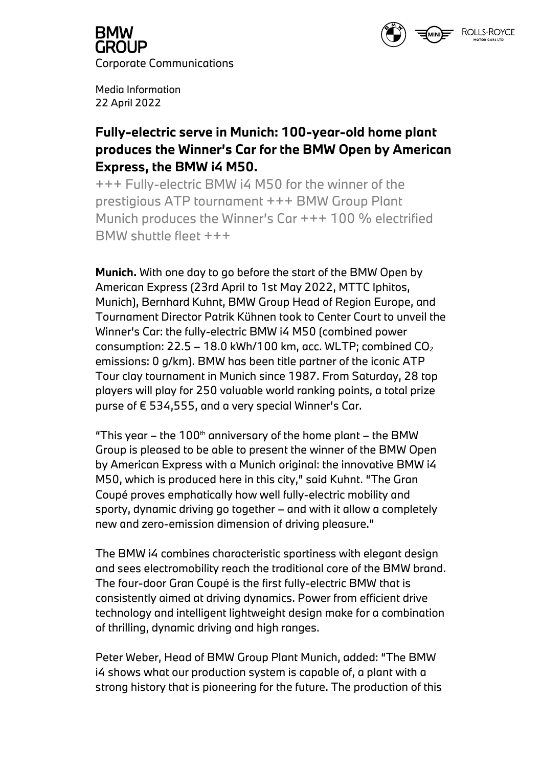BMW GROUP

Corporate Communications

Media Information
22 April 2022

# Fully-electric serve in Munich: 100-year-old home plant produces the Winner's Car for the BMW Open by American Express, the BMW i4 M50.

+++ Fully-electric BMW i4 M50 for the winner of the prestigious ATP tournament +++ BMW Group Plant Munich produces the Winner's Car +++ 100 % electrified BMW shuttle fleet +++

**Munich.** With one day to go before the start of the BMW Open by American Express (23rd April to 1st May 2022, MTTC Iphitos, Munich), Bernhard Kuhnt, BMW Group Head of Region Europe, and Tournament Director Patrik Kühnen took to Center Court to unveil the Winner's Car: the fully-electric BMW i4 M50 (combined power consumption: 22.5 – 18.0 kWh/100 km, acc. WLTP; combined $CO_2$ emissions: 0 g/km). BMW has been title partner of the iconic ATP Tour clay tournament in Munich since 1987. From Saturday, 28 top players will play for 250 valuable world ranking points, a total prize purse of € 534,555, and a very special Winner's Car.

"This year – the 100th anniversary of the home plant – the BMW Group is pleased to be able to present the winner of the BMW Open by American Express with a Munich original: the innovative BMW i4 M50, which is produced here in this city," said Kuhnt. "The Gran Coupé proves emphatically how well fully-electric mobility and sporty, dynamic driving go together – and with it allow a completely new and zero-emission dimension of driving pleasure."

The BMW i4 combines characteristic sportiness with elegant design and sees electromobility reach the traditional core of the BMW brand. The four-door Gran Coupé is the first fully-electric BMW that is consistently aimed at driving dynamics. Power from efficient drive technology and intelligent lightweight design make for a combination of thrilling, dynamic driving and high ranges.

Peter Weber, Head of BMW Group Plant Munich, added: "The BMW i4 shows what our production system is capable of, a plant with a strong history that is pioneering for the future. The production of this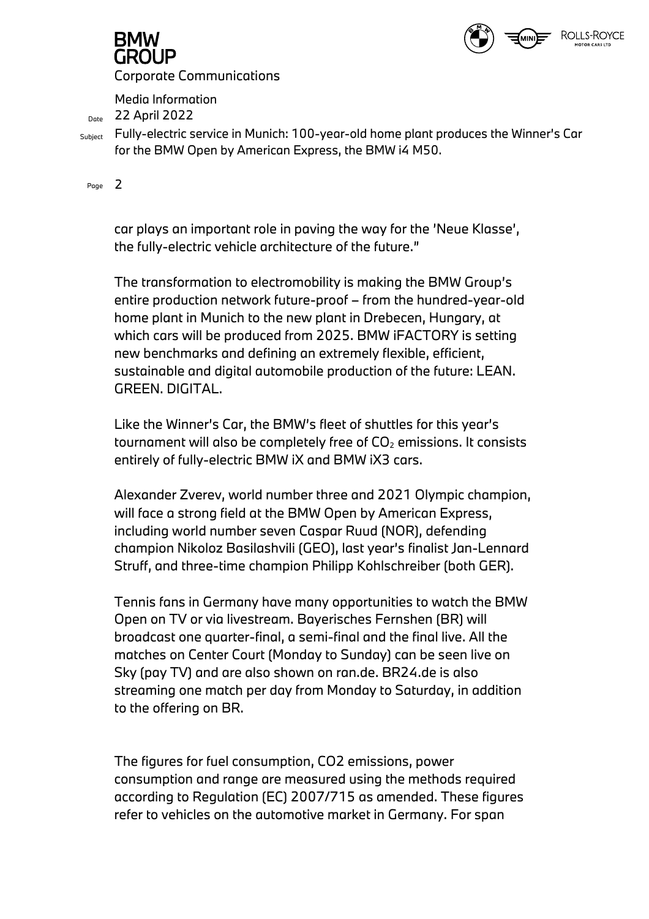car plays an important role in paving the way for the 'Neue Klasse', the fully-electric vehicle architecture of the future."

The transformation to electromobility is making the BMW Group's entire production network future-proof – from the hundred-year-old home plant in Munich to the new plant in Drebecen, Hungary, at which cars will be produced from 2025. BMW iFACTORY is setting new benchmarks and defining an extremely flexible, efficient, sustainable and digital automobile production of the future: LEAN. GREEN. DIGITAL.

Like the Winner's Car, the BMW's fleet of shuttles for this year's tournament will also be completely free of $CO_2$ emissions. It consists entirely of fully-electric BMW iX and BMW iX3 cars.

Alexander Zverev, world number three and 2021 Olympic champion, will face a strong field at the BMW Open by American Express, including world number seven Caspar Ruud (NOR), defending champion Nikoloz Basilashvili (GEO), last year's finalist Jan-Lennard Struff, and three-time champion Philipp Kohlschreiber (both GER).

Tennis fans in Germany have many opportunities to watch the BMW Open on TV or via livestream. Bayerisches Fernshen (BR) will broadcast one quarter-final, a semi-final and the final live. All the matches on Center Court (Monday to Sunday) can be seen live on Sky (pay TV) and are also shown on ran.de. BR24.de is also streaming one match per day from Monday to Saturday, in addition to the offering on BR.

The figures for fuel consumption, CO2 emissions, power consumption and range are measured using the methods required according to Regulation (EC) 2007/715 as amended. These figures refer to vehicles on the automotive market in Germany. For span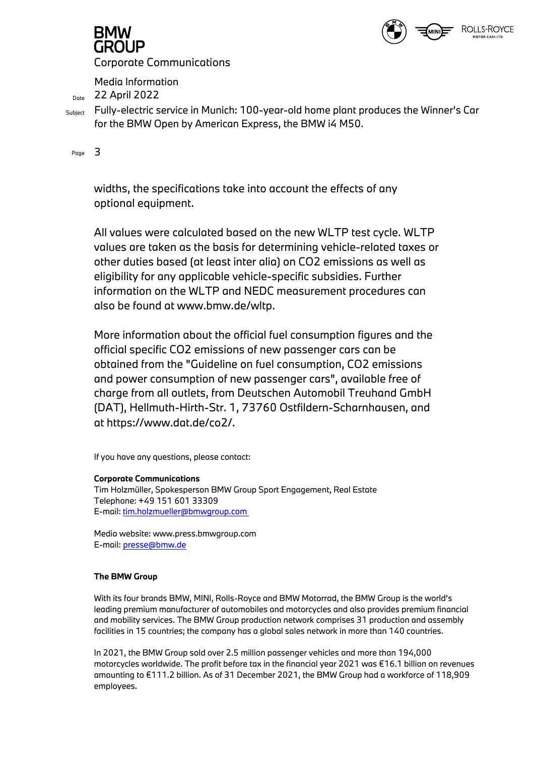widths, the specifications take into account the effects of any optional equipment.

All values were calculated based on the new WLTP test cycle. WLTP values are taken as the basis for determining vehicle-related taxes or other duties based (at least inter alia) on $CO_2$ emissions as well as eligibility for any applicable vehicle-specific subsidies. Further information on the WLTP and NEDC measurement procedures can also be found at www.bmw.de/wltp.

More information about the official fuel consumption figures and the official specific $CO_2$ emissions of new passenger cars can be obtained from the "Guideline on fuel consumption, $CO_2$ emissions and power consumption of new passenger cars", available free of charge from all outlets, from Deutschen Automobil Treuhand GmbH (DAT), Hellmuth-Hirth-Str. 1, 73760 Ostfildern-Scharnhausen, and at https://www.dat.de/co2/.

If you have any questions, please contact:

**Corporate Communications**
Tim Holzmüller, Spokesperson BMW Group Sport Engagement, Real Estate
Telephone: +49 151 601 33309
E-mail: tim.holzmueller@bmwgroup.com

Media website: www.press.bmwgroup.com
E-mail: presse@bmw.de

**The BMW Group**

With its four brands BMW, MINI, Rolls-Royce and BMW Motorrad, the BMW Group is the world's leading premium manufacturer of automobiles and motorcycles and also provides premium financial and mobility services. The BMW Group production network comprises 31 production and assembly facilities in 15 countries; the company has a global sales network in more than 140 countries.

In 2021, the BMW Group sold over 2.5 million passenger vehicles and more than 194,000 motorcycles worldwide. The profit before tax in the financial year 2021 was €16.1 billion on revenues amounting to €111.2 billion. As of 31 December 2021, the BMW Group had a workforce of 118,909 employees.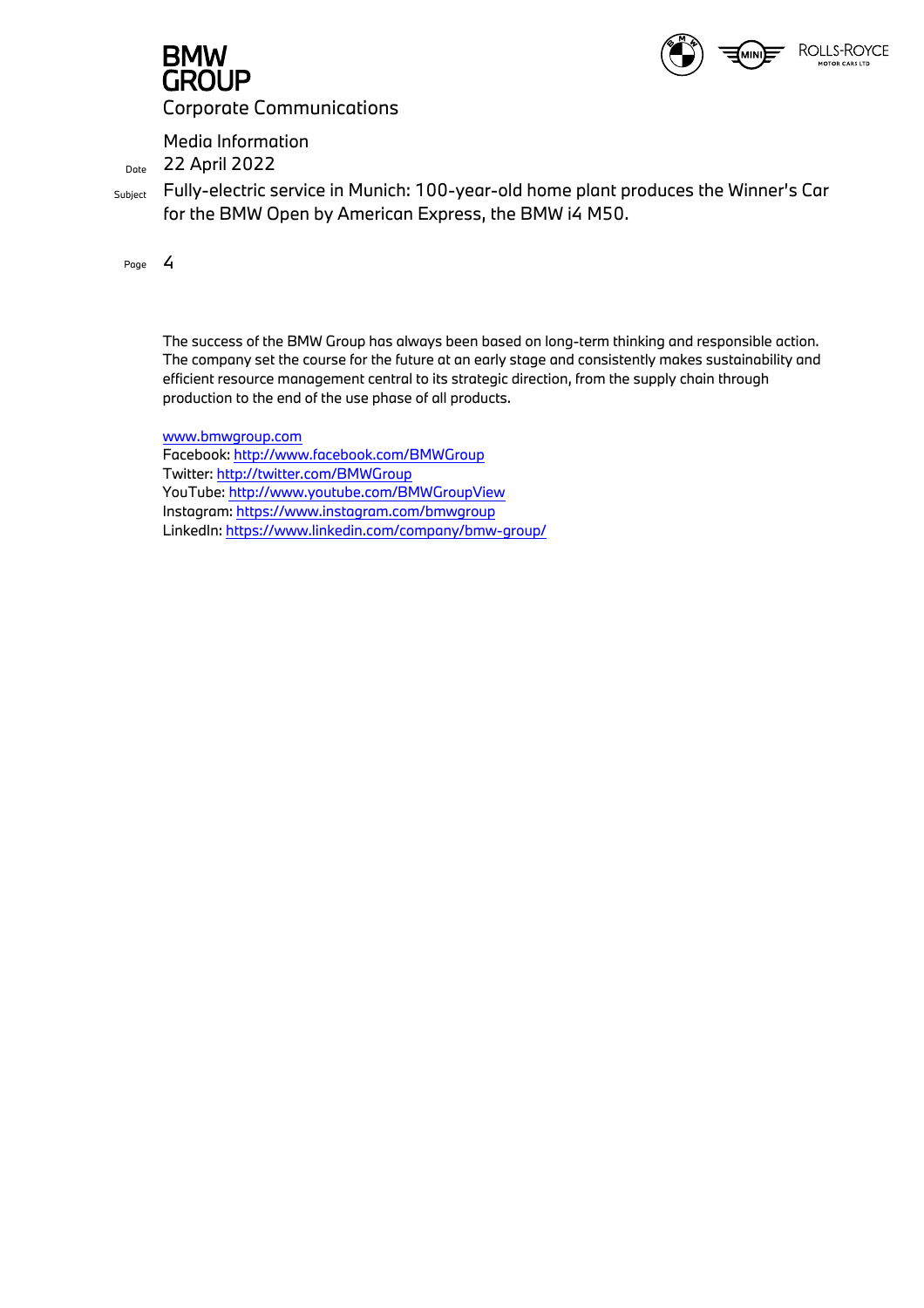The success of the BMW Group has always been based on long-term thinking and responsible action. The company set the course for the future at an early stage and consistently makes sustainability and efficient resource management central to its strategic direction, from the supply chain through production to the end of the use phase of all products.

[www.bmwgroup.com](http://www.bmwgroup.com)
Facebook: [http://www.facebook.com/BMWGroup](http://www.facebook.com/BMWGroup)
Twitter: [http://twitter.com/BMWGroup](http://twitter.com/BMWGroup)
YouTube: [http://www.youtube.com/BMWGroupView](http://www.youtube.com/BMWGroupView)
Instagram: [https://www.instagram.com/bmwgroup](https://www.instagram.com/bmwgroup)
LinkedIn: [https://www.linkedin.com/company/bmw-group/](https://www.linkedin.com/company/bmw-group/)